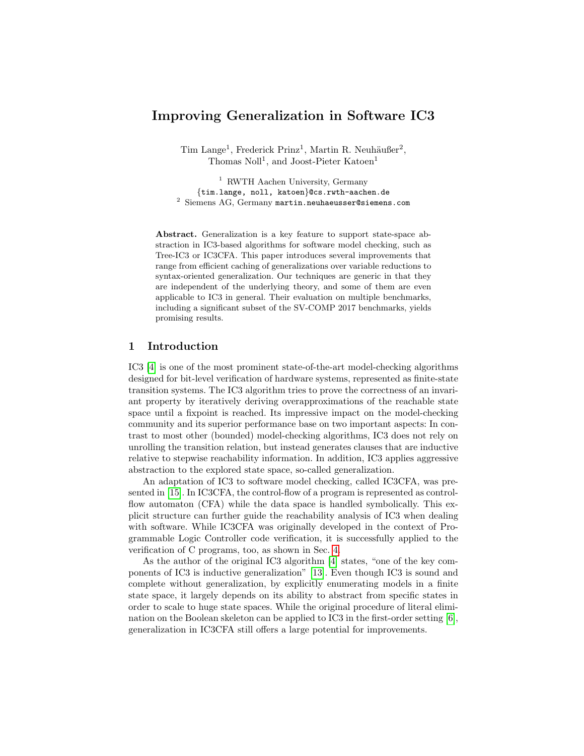# Improving Generalization in Software IC3

Tim Lange[1], Frederick Prinz[1], Martin R. Neuhäußer[2], Thomas Noll[1], and Joost-Pieter Katoen[1]

[1] RWTH Aachen University, Germany
{tim.lange, noll, katoen}@cs.rwth-aachen.de
[2] Siemens AG, Germany martin.neuhaeusser@siemens.com

**Abstract.** Generalization is a key feature to support state-space abstraction in IC3-based algorithms for software model checking, such as Tree-IC3 or IC3CFA. This paper introduces several improvements that range from efficient caching of generalizations over variable reductions to syntax-oriented generalization. Our techniques are generic in that they are independent of the underlying theory, and some of them are even applicable to IC3 in general. Their evaluation on multiple benchmarks, including a significant subset of the SV-COMP 2017 benchmarks, yields promising results.

## 1 Introduction

IC3 [4] is one of the most prominent state-of-the-art model-checking algorithms designed for bit-level verification of hardware systems, represented as finite-state transition systems. The IC3 algorithm tries to prove the correctness of an invariant property by iteratively deriving overapproximations of the reachable state space until a fixpoint is reached. Its impressive impact on the model-checking community and its superior performance base on two important aspects: In contrast to most other (bounded) model-checking algorithms, IC3 does not rely on unrolling the transition relation, but instead generates clauses that are inductive relative to stepwise reachability information. In addition, IC3 applies aggressive abstraction to the explored state space, so-called generalization.

An adaptation of IC3 to software model checking, called IC3CFA, was presented in [15]. In IC3CFA, the control-flow of a program is represented as control-flow automaton (CFA) while the data space is handled symbolically. This explicit structure can further guide the reachability analysis of IC3 when dealing with software. While IC3CFA was originally developed in the context of Programmable Logic Controller code verification, it is successfully applied to the verification of C programs, too, as shown in Sec. 4.

As the author of the original IC3 algorithm [4] states, "one of the key components of IC3 is inductive generalization" [13]. Even though IC3 is sound and complete without generalization, by explicitly enumerating models in a finite state space, it largely depends on its ability to abstract from specific states in order to scale to huge state spaces. While the original procedure of literal elimination on the Boolean skeleton can be applied to IC3 in the first-order setting [6], generalization in IC3CFA still offers a large potential for improvements.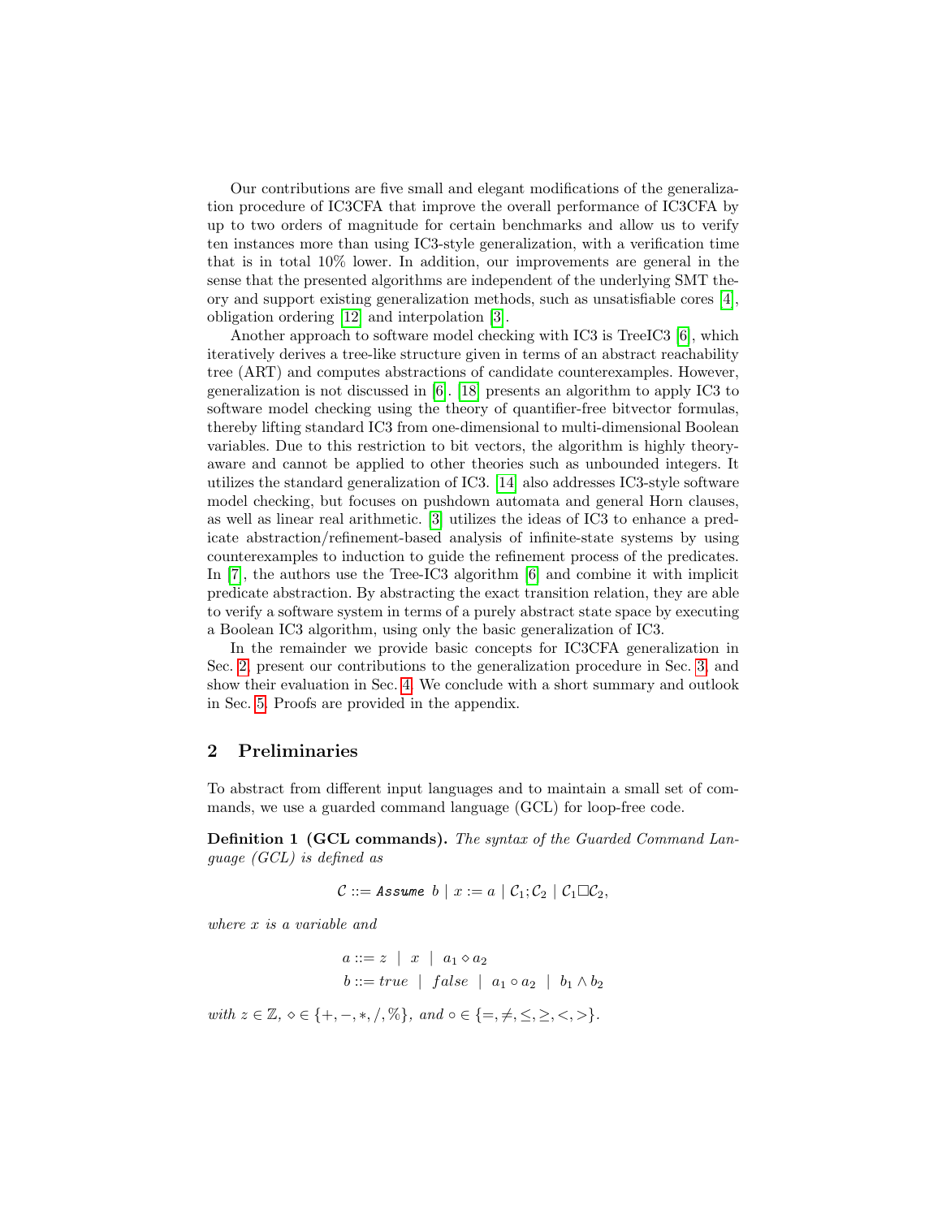Our contributions are five small and elegant modifications of the generalization procedure of IC3CFA that improve the overall performance of IC3CFA by up to two orders of magnitude for certain benchmarks and allow us to verify ten instances more than using IC3-style generalization, with a verification time that is in total 10% lower. In addition, our improvements are general in the sense that the presented algorithms are independent of the underlying SMT theory and support existing generalization methods, such as unsatisfiable cores [4], obligation ordering [12] and interpolation [3].

Another approach to software model checking with IC3 is TreeIC3 [6], which iteratively derives a tree-like structure given in terms of an abstract reachability tree (ART) and computes abstractions of candidate counterexamples. However, generalization is not discussed in [6]. [18] presents an algorithm to apply IC3 to software model checking using the theory of quantifier-free bitvector formulas, thereby lifting standard IC3 from one-dimensional to multi-dimensional Boolean variables. Due to this restriction to bit vectors, the algorithm is highly theory-aware and cannot be applied to other theories such as unbounded integers. It utilizes the standard generalization of IC3. [14] also addresses IC3-style software model checking, but focuses on pushdown automata and general Horn clauses, as well as linear real arithmetic. [3] utilizes the ideas of IC3 to enhance a predicate abstraction/refinement-based analysis of infinite-state systems by using counterexamples to induction to guide the refinement process of the predicates. In [7], the authors use the Tree-IC3 algorithm [6] and combine it with implicit predicate abstraction. By abstracting the exact transition relation, they are able to verify a software system in terms of a purely abstract state space by executing a Boolean IC3 algorithm, using only the basic generalization of IC3.

In the remainder we provide basic concepts for IC3CFA generalization in Sec. 2, present our contributions to the generalization procedure in Sec. 3, and show their evaluation in Sec. 4. We conclude with a short summary and outlook in Sec. 5. Proofs are provided in the appendix.

## 2 Preliminaries

To abstract from different input languages and to maintain a small set of commands, we use a guarded command language (GCL) for loop-free code.

**Definition 1 (GCL commands).** *The syntax of the Guarded Command Language (GCL) is defined as*

$$\mathcal{C} ::= \texttt{Assume}\ b \mid x := a \mid \mathcal{C}_1;\mathcal{C}_2 \mid \mathcal{C}_1 \Box \mathcal{C}_2,$$

*where $x$ is a variable and*

$$a ::= z \mid x \mid a_1 \diamond a_2$$
$$b ::= \mathit{true} \mid \mathit{false} \mid a_1 \circ a_2 \mid b_1 \wedge b_2$$

*with $z \in \mathbb{Z}$, $\diamond \in \{+, -, *, /, \%\}$, and $\circ \in \{=, \neq, \leq, \geq, <, >\}$.*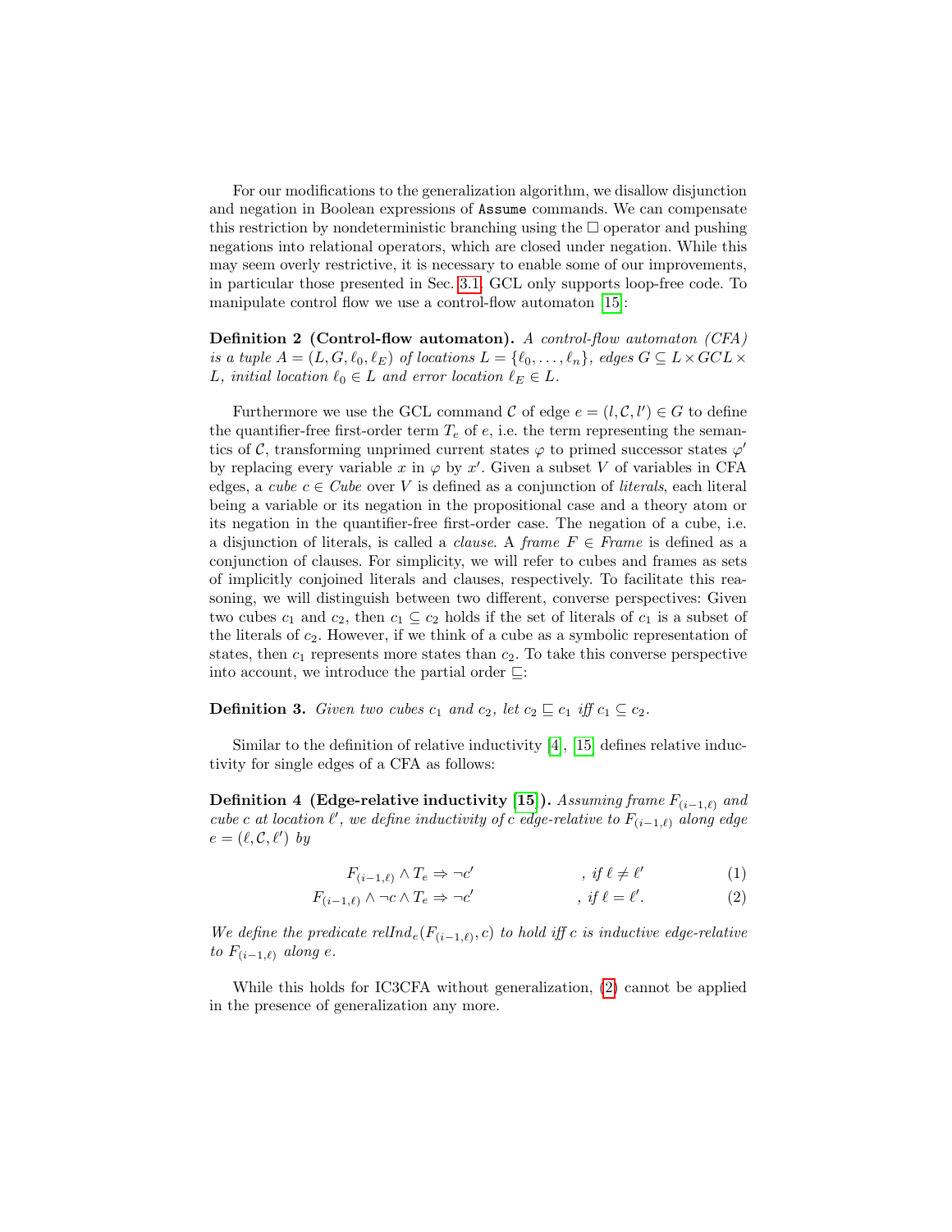For our modifications to the generalization algorithm, we disallow disjunction and negation in Boolean expressions of `Assume` commands. We can compensate this restriction by nondeterministic branching using the $\Box$ operator and pushing negations into relational operators, which are closed under negation. While this may seem overly restrictive, it is necessary to enable some of our improvements, in particular those presented in Sec. 3.1. GCL only supports loop-free code. To manipulate control flow we use a control-flow automaton [15]:

**Definition 2 (Control-flow automaton).** *A control-flow automaton (CFA) is a tuple $A = (L, G, \ell_0, \ell_E)$ of locations $L = \{\ell_0, \ldots, \ell_n\}$, edges $G \subseteq L \times GCL \times L$, initial location $\ell_0 \in L$ and error location $\ell_E \in L$.*

Furthermore we use the GCL command $\mathcal{C}$ of edge $e = (l, \mathcal{C}, l') \in G$ to define the quantifier-free first-order term $T_e$ of $e$, i.e. the term representing the semantics of $\mathcal{C}$, transforming unprimed current states $\varphi$ to primed successor states $\varphi'$ by replacing every variable $x$ in $\varphi$ by $x'$. Given a subset $V$ of variables in CFA edges, a *cube* $c \in Cube$ over $V$ is defined as a conjunction of *literals*, each literal being a variable or its negation in the propositional case and a theory atom or its negation in the quantifier-free first-order case. The negation of a cube, i.e. a disjunction of literals, is called a *clause*. A *frame* $F \in Frame$ is defined as a conjunction of clauses. For simplicity, we will refer to cubes and frames as sets of implicitly conjoined literals and clauses, respectively. To facilitate this reasoning, we will distinguish between two different, converse perspectives: Given two cubes $c_1$ and $c_2$, then $c_1 \subseteq c_2$ holds if the set of literals of $c_1$ is a subset of the literals of $c_2$. However, if we think of a cube as a symbolic representation of states, then $c_1$ represents more states than $c_2$. To take this converse perspective into account, we introduce the partial order $\sqsubseteq$:

**Definition 3.** *Given two cubes $c_1$ and $c_2$, let $c_2 \sqsubseteq c_1$ iff $c_1 \subseteq c_2$.*

Similar to the definition of relative inductivity [4], [15] defines relative inductivity for single edges of a CFA as follows:

**Definition 4 (Edge-relative inductivity [15]).** *Assuming frame $F_{(i-1,\ell)}$ and cube $c$ at location $\ell'$, we define inductivity of $c$ edge-relative to $F_{(i-1,\ell)}$ along edge $e = (\ell, \mathcal{C}, \ell')$ by*

$$F_{(i-1,\ell)} \land T_e \Rightarrow \neg c' \qquad , \text{ if } \ell \neq \ell' \tag{1}$$

$$F_{(i-1,\ell)} \land \neg c \land T_e \Rightarrow \neg c' \qquad , \text{ if } \ell = \ell'. \tag{2}$$

*We define the predicate $relInd_e(F_{(i-1,\ell)}, c)$ to hold iff $c$ is inductive edge-relative to $F_{(i-1,\ell)}$ along $e$.*

While this holds for IC3CFA without generalization, (2) cannot be applied in the presence of generalization any more.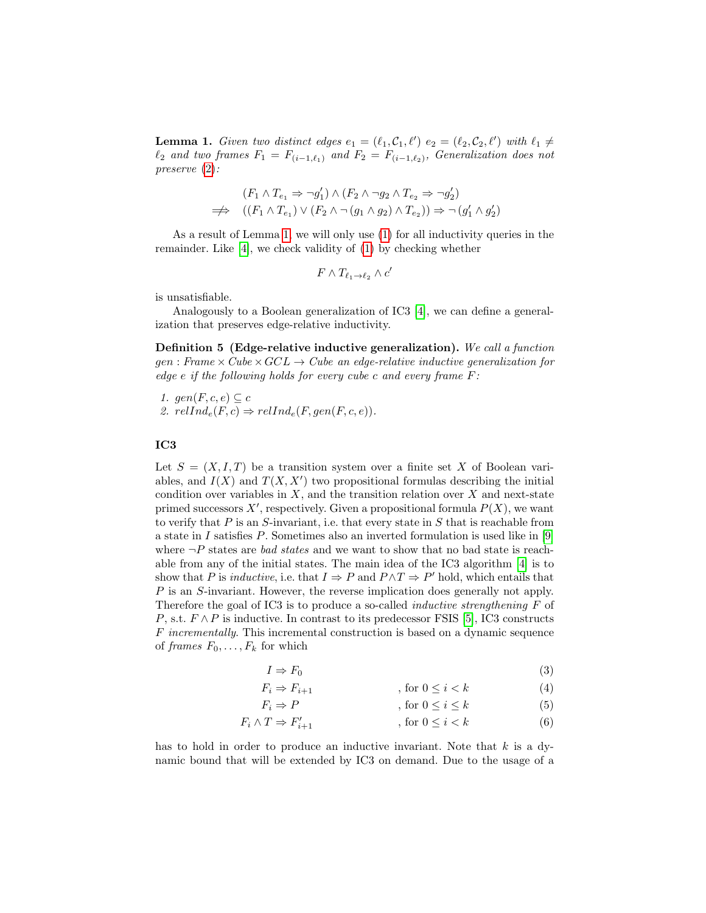**Lemma 1.** *Given two distinct edges $e_1 = (\ell_1, \mathcal{C}_1, \ell')$ $e_2 = (\ell_2, \mathcal{C}_2, \ell')$ with $\ell_1 \neq \ell_2$ and two frames $F_1 = F_{(i-1,\ell_1)}$ and $F_2 = F_{(i-1,\ell_2)}$, Generalization does not preserve* (2)*:*

$$
\begin{aligned}
& (F_1 \wedge T_{e_1} \Rightarrow \neg g_1') \wedge (F_2 \wedge \neg g_2 \wedge T_{e_2} \Rightarrow \neg g_2') \\
\not\Rightarrow \quad & ((F_1 \wedge T_{e_1}) \vee (F_2 \wedge \neg (g_1 \wedge g_2) \wedge T_{e_2})) \Rightarrow \neg (g_1' \wedge g_2')
\end{aligned}
$$

As a result of Lemma 1, we will only use (1) for all inductivity queries in the remainder. Like [4], we check validity of (1) by checking whether

$$F \wedge T_{\ell_1 \to \ell_2} \wedge c'$$

is unsatisfiable.

Analogously to a Boolean generalization of IC3 [4], we can define a generalization that preserves edge-relative inductivity.

**Definition 5 (Edge-relative inductive generalization).** *We call a function $gen : Frame \times Cube \times GCL \to Cube$ an edge-relative inductive generalization for edge $e$ if the following holds for every cube $c$ and every frame $F$:*

1. $gen(F, c, e) \subseteq c$
2. $relInd_e(F, c) \Rightarrow relInd_e(F, gen(F, c, e))$.

### IC3

Let $S = (X, I, T)$ be a transition system over a finite set $X$ of Boolean variables, and $I(X)$ and $T(X, X')$ two propositional formulas describing the initial condition over variables in $X$, and the transition relation over $X$ and next-state primed successors $X'$, respectively. Given a propositional formula $P(X)$, we want to verify that $P$ is an $S$-invariant, i.e. that every state in $S$ that is reachable from a state in $I$ satisfies $P$. Sometimes also an inverted formulation is used like in [9] where $\neg P$ states are *bad states* and we want to show that no bad state is reachable from any of the initial states. The main idea of the IC3 algorithm [4] is to show that $P$ is *inductive*, i.e. that $I \Rightarrow P$ and $P \wedge T \Rightarrow P'$ hold, which entails that $P$ is an $S$-invariant. However, the reverse implication does generally not apply. Therefore the goal of IC3 is to produce a so-called *inductive strengthening* $F$ of $P$, s.t. $F \wedge P$ is inductive. In contrast to its predecessor FSIS [5], IC3 constructs $F$ *incrementally*. This incremental construction is based on a dynamic sequence of *frames* $F_0, \ldots, F_k$ for which

$$I \Rightarrow F_0 \tag{3}$$

$$F_i \Rightarrow F_{i+1} \qquad , \text{for } 0 \leq i < k \tag{4}$$

$$F_i \Rightarrow P \qquad , \text{for } 0 \leq i \leq k \tag{5}$$

$$F_i \wedge T \Rightarrow F_{i+1}' \qquad , \text{for } 0 \leq i < k \tag{6}$$

has to hold in order to produce an inductive invariant. Note that $k$ is a dynamic bound that will be extended by IC3 on demand. Due to the usage of a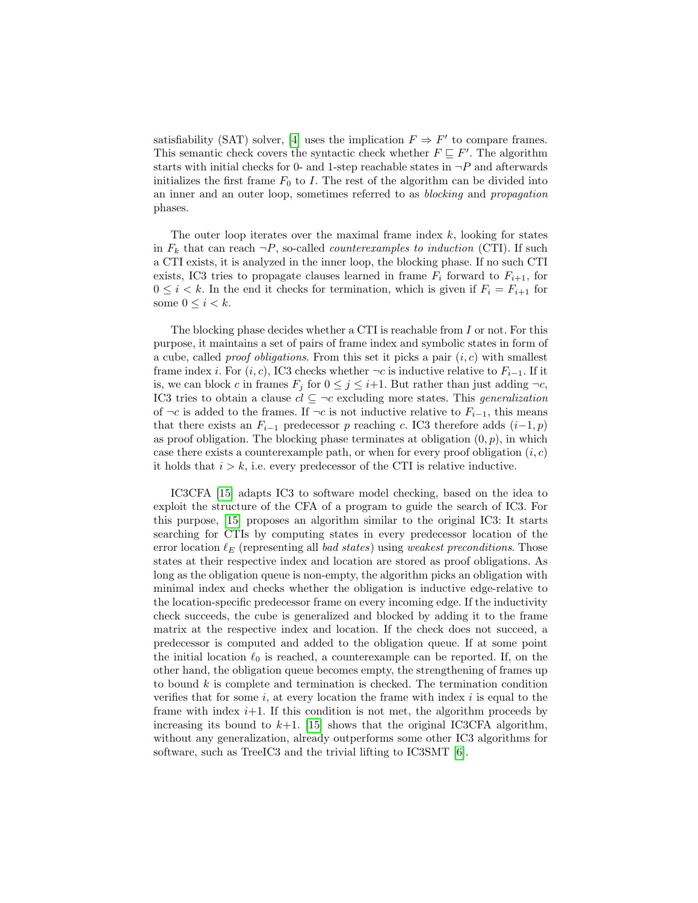satisfiability (SAT) solver, [4] uses the implication $F \Rightarrow F'$ to compare frames. This semantic check covers the syntactic check whether $F \sqsubseteq F'$. The algorithm starts with initial checks for 0- and 1-step reachable states in $\neg P$ and afterwards initializes the first frame $F_0$ to $I$. The rest of the algorithm can be divided into an inner and an outer loop, sometimes referred to as *blocking* and *propagation* phases.

The outer loop iterates over the maximal frame index $k$, looking for states in $F_k$ that can reach $\neg P$, so-called *counterexamples to induction* (CTI). If such a CTI exists, it is analyzed in the inner loop, the blocking phase. If no such CTI exists, IC3 tries to propagate clauses learned in frame $F_i$ forward to $F_{i+1}$, for $0 \leq i < k$. In the end it checks for termination, which is given if $F_i = F_{i+1}$ for some $0 \leq i < k$.

The blocking phase decides whether a CTI is reachable from $I$ or not. For this purpose, it maintains a set of pairs of frame index and symbolic states in form of a cube, called *proof obligations*. From this set it picks a pair $(i, c)$ with smallest frame index $i$. For $(i, c)$, IC3 checks whether $\neg c$ is inductive relative to $F_{i-1}$. If it is, we can block $c$ in frames $F_j$ for $0 \leq j \leq i{+}1$. But rather than just adding $\neg c$, IC3 tries to obtain a clause $cl \subseteq \neg c$ excluding more states. This *generalization* of $\neg c$ is added to the frames. If $\neg c$ is not inductive relative to $F_{i-1}$, this means that there exists an $F_{i-1}$ predecessor $p$ reaching $c$. IC3 therefore adds $(i{-}1, p)$ as proof obligation. The blocking phase terminates at obligation $(0, p)$, in which case there exists a counterexample path, or when for every proof obligation $(i, c)$ it holds that $i > k$, i.e. every predecessor of the CTI is relative inductive.

IC3CFA [15] adapts IC3 to software model checking, based on the idea to exploit the structure of the CFA of a program to guide the search of IC3. For this purpose, [15] proposes an algorithm similar to the original IC3: It starts searching for CTIs by computing states in every predecessor location of the error location $\ell_E$ (representing all *bad states*) using *weakest preconditions*. Those states at their respective index and location are stored as proof obligations. As long as the obligation queue is non-empty, the algorithm picks an obligation with minimal index and checks whether the obligation is inductive edge-relative to the location-specific predecessor frame on every incoming edge. If the inductivity check succeeds, the cube is generalized and blocked by adding it to the frame matrix at the respective index and location. If the check does not succeed, a predecessor is computed and added to the obligation queue. If at some point the initial location $\ell_0$ is reached, a counterexample can be reported. If, on the other hand, the obligation queue becomes empty, the strengthening of frames up to bound $k$ is complete and termination is checked. The termination condition verifies that for some $i$, at every location the frame with index $i$ is equal to the frame with index $i{+}1$. If this condition is not met, the algorithm proceeds by increasing its bound to $k{+}1$. [15] shows that the original IC3CFA algorithm, without any generalization, already outperforms some other IC3 algorithms for software, such as TreeIC3 and the trivial lifting to IC3SMT [6].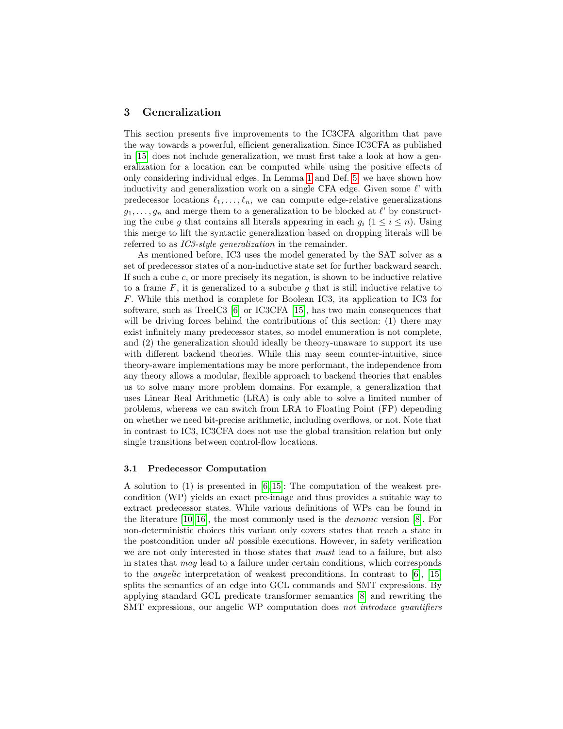## 3 Generalization

This section presents five improvements to the IC3CFA algorithm that pave the way towards a powerful, efficient generalization. Since IC3CFA as published in [15] does not include generalization, we must first take a look at how a generalization for a location can be computed while using the positive effects of only considering individual edges. In Lemma 1 and Def. 5, we have shown how inductivity and generalization work on a single CFA edge. Given some $\ell'$ with predecessor locations $\ell_1, \ldots, \ell_n$, we can compute edge-relative generalizations $g_1, \ldots, g_n$ and merge them to a generalization to be blocked at $\ell'$ by constructing the cube $g$ that contains all literals appearing in each $g_i$ $(1 \leq i \leq n)$. Using this merge to lift the syntactic generalization based on dropping literals will be referred to as *IC3-style generalization* in the remainder.

As mentioned before, IC3 uses the model generated by the SAT solver as a set of predecessor states of a non-inductive state set for further backward search. If such a cube $c$, or more precisely its negation, is shown to be inductive relative to a frame $F$, it is generalized to a subcube $g$ that is still inductive relative to $F$. While this method is complete for Boolean IC3, its application to IC3 for software, such as TreeIC3 [6] or IC3CFA [15], has two main consequences that will be driving forces behind the contributions of this section: (1) there may exist infinitely many predecessor states, so model enumeration is not complete, and (2) the generalization should ideally be theory-unaware to support its use with different backend theories. While this may seem counter-intuitive, since theory-aware implementations may be more performant, the independence from any theory allows a modular, flexible approach to backend theories that enables us to solve many more problem domains. For example, a generalization that uses Linear Real Arithmetic (LRA) is only able to solve a limited number of problems, whereas we can switch from LRA to Floating Point (FP) depending on whether we need bit-precise arithmetic, including overflows, or not. Note that in contrast to IC3, IC3CFA does not use the global transition relation but only single transitions between control-flow locations.

### 3.1 Predecessor Computation

A solution to (1) is presented in [6,15]: The computation of the weakest precondition (WP) yields an exact pre-image and thus provides a suitable way to extract predecessor states. While various definitions of WPs can be found in the literature [10,16], the most commonly used is the *demonic* version [8]. For non-deterministic choices this variant only covers states that reach a state in the postcondition under *all* possible executions. However, in safety verification we are not only interested in those states that *must* lead to a failure, but also in states that *may* lead to a failure under certain conditions, which corresponds to the *angelic* interpretation of weakest preconditions. In contrast to [6], [15] splits the semantics of an edge into GCL commands and SMT expressions. By applying standard GCL predicate transformer semantics [8] and rewriting the SMT expressions, our angelic WP computation does *not introduce quantifiers*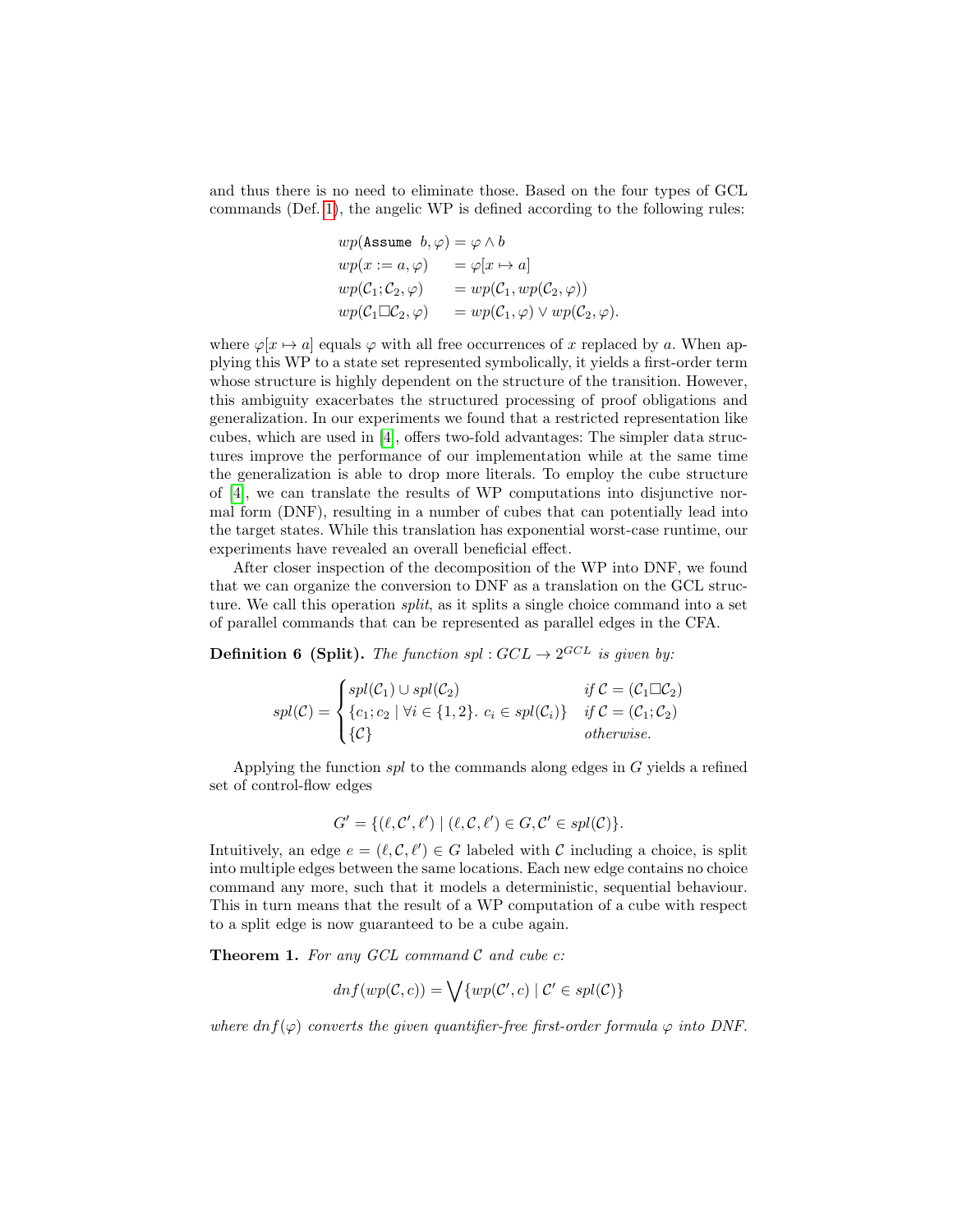and thus there is no need to eliminate those. Based on the four types of GCL commands (Def. 1), the angelic WP is defined according to the following rules:

$$
\begin{aligned}
wp(\texttt{Assume } b, \varphi) &= \varphi \wedge b \\
wp(x := a, \varphi) &= \varphi[x \mapsto a] \\
wp(\mathcal{C}_1;\mathcal{C}_2, \varphi) &= wp(\mathcal{C}_1, wp(\mathcal{C}_2, \varphi)) \\
wp(\mathcal{C}_1 \square \mathcal{C}_2, \varphi) &= wp(\mathcal{C}_1, \varphi) \vee wp(\mathcal{C}_2, \varphi).
\end{aligned}
$$

where $\varphi[x \mapsto a]$ equals $\varphi$ with all free occurrences of $x$ replaced by $a$. When applying this WP to a state set represented symbolically, it yields a first-order term whose structure is highly dependent on the structure of the transition. However, this ambiguity exacerbates the structured processing of proof obligations and generalization. In our experiments we found that a restricted representation like cubes, which are used in [4], offers two-fold advantages: The simpler data structures improve the performance of our implementation while at the same time the generalization is able to drop more literals. To employ the cube structure of [4], we can translate the results of WP computations into disjunctive normal form (DNF), resulting in a number of cubes that can potentially lead into the target states. While this translation has exponential worst-case runtime, our experiments have revealed an overall beneficial effect.

After closer inspection of the decomposition of the WP into DNF, we found that we can organize the conversion to DNF as a translation on the GCL structure. We call this operation *split*, as it splits a single choice command into a set of parallel commands that can be represented as parallel edges in the CFA.

**Definition 6 (Split).** *The function $spl : GCL \to 2^{GCL}$ is given by:*

$$
spl(\mathcal{C}) = \begin{cases} spl(\mathcal{C}_1) \cup spl(\mathcal{C}_2) & \text{if } \mathcal{C} = (\mathcal{C}_1 \square \mathcal{C}_2) \\ \{c_1; c_2 \mid \forall i \in \{1, 2\}.\ c_i \in spl(\mathcal{C}_i)\} & \text{if } \mathcal{C} = (\mathcal{C}_1; \mathcal{C}_2) \\ \{\mathcal{C}\} & \text{otherwise.} \end{cases}
$$

Applying the function *spl* to the commands along edges in $G$ yields a refined set of control-flow edges

$$
G' = \{(\ell, \mathcal{C}', \ell') \mid (\ell, \mathcal{C}, \ell') \in G, \mathcal{C}' \in spl(\mathcal{C})\}.
$$

Intuitively, an edge $e = (\ell, \mathcal{C}, \ell') \in G$ labeled with $\mathcal{C}$ including a choice, is split into multiple edges between the same locations. Each new edge contains no choice command any more, such that it models a deterministic, sequential behaviour. This in turn means that the result of a WP computation of a cube with respect to a split edge is now guaranteed to be a cube again.

**Theorem 1.** *For any GCL command $\mathcal{C}$ and cube $c$:*

$$
dnf(wp(\mathcal{C}, c)) = \bigvee \{wp(\mathcal{C}', c) \mid \mathcal{C}' \in spl(\mathcal{C})\}
$$

*where $dnf(\varphi)$ converts the given quantifier-free first-order formula $\varphi$ into DNF.*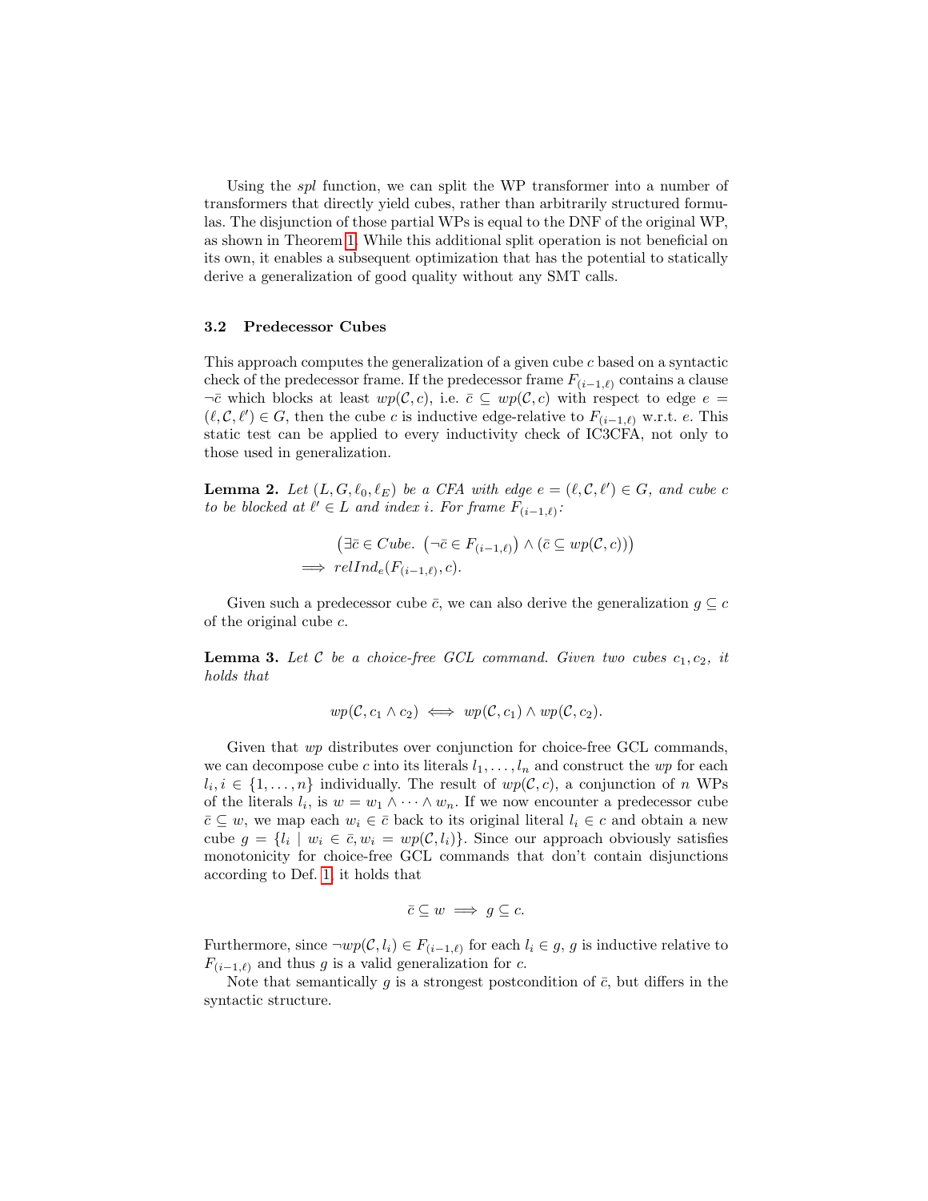Using the *spl* function, we can split the WP transformer into a number of transformers that directly yield cubes, rather than arbitrarily structured formulas. The disjunction of those partial WPs is equal to the DNF of the original WP, as shown in Theorem 1. While this additional split operation is not beneficial on its own, it enables a subsequent optimization that has the potential to statically derive a generalization of good quality without any SMT calls.

### 3.2 Predecessor Cubes

This approach computes the generalization of a given cube $c$ based on a syntactic check of the predecessor frame. If the predecessor frame $F_{(i-1,\ell)}$ contains a clause $\neg\bar{c}$ which blocks at least $wp(\mathcal{C}, c)$, i.e. $\bar{c} \subseteq wp(\mathcal{C}, c)$ with respect to edge $e = (\ell, \mathcal{C}, \ell') \in G$, then the cube $c$ is inductive edge-relative to $F_{(i-1,\ell)}$ w.r.t. $e$. This static test can be applied to every inductivity check of IC3CFA, not only to those used in generalization.

**Lemma 2.** *Let $(L, G, \ell_0, \ell_E)$ be a CFA with edge $e = (\ell, \mathcal{C}, \ell') \in G$, and cube $c$ to be blocked at $\ell' \in L$ and index $i$. For frame $F_{(i-1,\ell)}$:*

$$\begin{aligned} &\left(\exists \bar{c} \in Cube.\ \left(\neg\bar{c} \in F_{(i-1,\ell)}\right) \land \left(\bar{c} \subseteq wp(\mathcal{C}, c)\right)\right) \\ \implies\ &relInd_e(F_{(i-1,\ell)}, c). \end{aligned}$$

Given such a predecessor cube $\bar{c}$, we can also derive the generalization $g \subseteq c$ of the original cube $c$.

**Lemma 3.** *Let $\mathcal{C}$ be a choice-free GCL command. Given two cubes $c_1, c_2$, it holds that*

$$wp(\mathcal{C}, c_1 \land c_2) \iff wp(\mathcal{C}, c_1) \land wp(\mathcal{C}, c_2).$$

Given that $wp$ distributes over conjunction for choice-free GCL commands, we can decompose cube $c$ into its literals $l_1, \ldots, l_n$ and construct the $wp$ for each $l_i, i \in \{1, \ldots, n\}$ individually. The result of $wp(\mathcal{C}, c)$, a conjunction of $n$ WPs of the literals $l_i$, is $w = w_1 \land \cdots \land w_n$. If we now encounter a predecessor cube $\bar{c} \subseteq w$, we map each $w_i \in \bar{c}$ back to its original literal $l_i \in c$ and obtain a new cube $g = \{l_i \mid w_i \in \bar{c}, w_i = wp(\mathcal{C}, l_i)\}$. Since our approach obviously satisfies monotonicity for choice-free GCL commands that don't contain disjunctions according to Def. 1, it holds that

$$\bar{c} \subseteq w \implies g \subseteq c.$$

Furthermore, since $\neg wp(\mathcal{C}, l_i) \in F_{(i-1,\ell)}$ for each $l_i \in g$, $g$ is inductive relative to $F_{(i-1,\ell)}$ and thus $g$ is a valid generalization for $c$.

Note that semantically $g$ is a strongest postcondition of $\bar{c}$, but differs in the syntactic structure.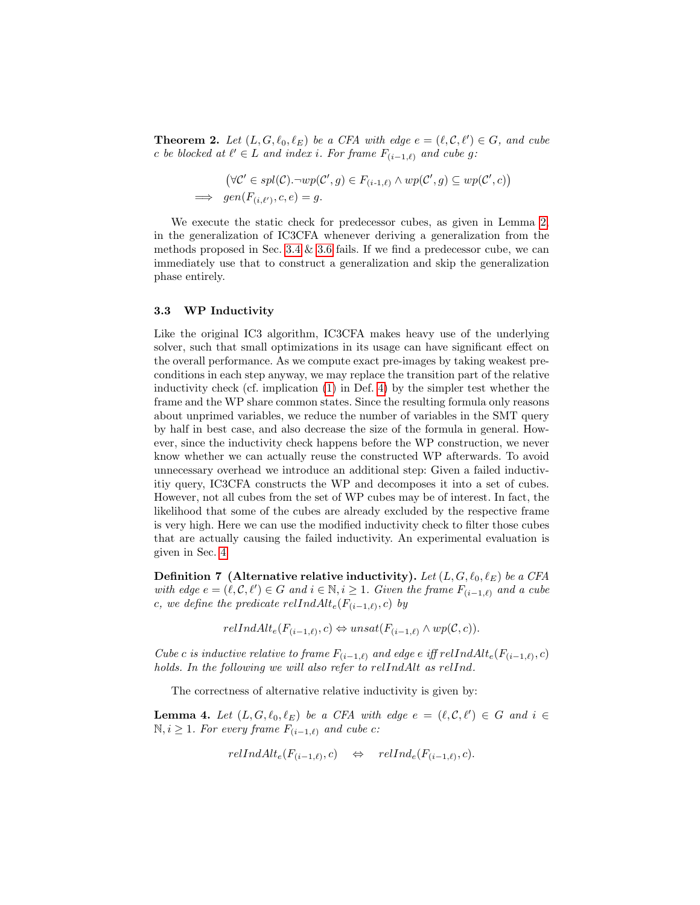**Theorem 2.** *Let $(L, G, \ell_0, \ell_E)$ be a CFA with edge $e = (\ell, \mathcal{C}, \ell') \in G$, and cube $c$ be blocked at $\ell' \in L$ and index $i$. For frame $F_{(i-1,\ell)}$ and cube $g$:*

$$\begin{aligned}
&\big(\forall \mathcal{C}' \in spl(\mathcal{C}).\neg wp(\mathcal{C}', g) \in F_{(i\text{-}1,\ell)} \wedge wp(\mathcal{C}', g) \subseteq wp(\mathcal{C}', c)\big) \\
\implies\ & gen(F_{(i,\ell')}, c, e) = g.
\end{aligned}$$

We execute the static check for predecessor cubes, as given in Lemma 2, in the generalization of IC3CFA whenever deriving a generalization from the methods proposed in Sec. 3.4 & 3.6 fails. If we find a predecessor cube, we can immediately use that to construct a generalization and skip the generalization phase entirely.

### 3.3 WP Inductivity

Like the original IC3 algorithm, IC3CFA makes heavy use of the underlying solver, such that small optimizations in its usage can have significant effect on the overall performance. As we compute exact pre-images by taking weakest preconditions in each step anyway, we may replace the transition part of the relative inductivity check (cf. implication (1) in Def. 4) by the simpler test whether the frame and the WP share common states. Since the resulting formula only reasons about unprimed variables, we reduce the number of variables in the SMT query by half in best case, and also decrease the size of the formula in general. However, since the inductivity check happens before the WP construction, we never know whether we can actually reuse the constructed WP afterwards. To avoid unnecessary overhead we introduce an additional step: Given a failed inductivitiy query, IC3CFA constructs the WP and decomposes it into a set of cubes. However, not all cubes from the set of WP cubes may be of interest. In fact, the likelihood that some of the cubes are already excluded by the respective frame is very high. Here we can use the modified inductivity check to filter those cubes that are actually causing the failed inductivity. An experimental evaluation is given in Sec. 4.

**Definition 7 (Alternative relative inductivity).** *Let $(L, G, \ell_0, \ell_E)$ be a CFA with edge $e = (\ell, \mathcal{C}, \ell') \in G$ and $i \in \mathbb{N}, i \geq 1$. Given the frame $F_{(i-1,\ell)}$ and a cube $c$, we define the predicate $relIndAlt_e(F_{(i-1,\ell)}, c)$ by*

$$relIndAlt_e(F_{(i-1,\ell)}, c) \Leftrightarrow unsat(F_{(i-1,\ell)} \wedge wp(\mathcal{C}, c)).$$

*Cube $c$ is inductive relative to frame $F_{(i-1,\ell)}$ and edge $e$ iff $relIndAlt_e(F_{(i-1,\ell)}, c)$ holds. In the following we will also refer to $relIndAlt$ as $relInd$.*

The correctness of alternative relative inductivity is given by:

**Lemma 4.** *Let $(L, G, \ell_0, \ell_E)$ be a CFA with edge $e = (\ell, \mathcal{C}, \ell') \in G$ and $i \in \mathbb{N}, i \geq 1$. For every frame $F_{(i-1,\ell)}$ and cube $c$:*

$$relIndAlt_e(F_{(i-1,\ell)}, c) \quad \Leftrightarrow \quad relInd_e(F_{(i-1,\ell)}, c).$$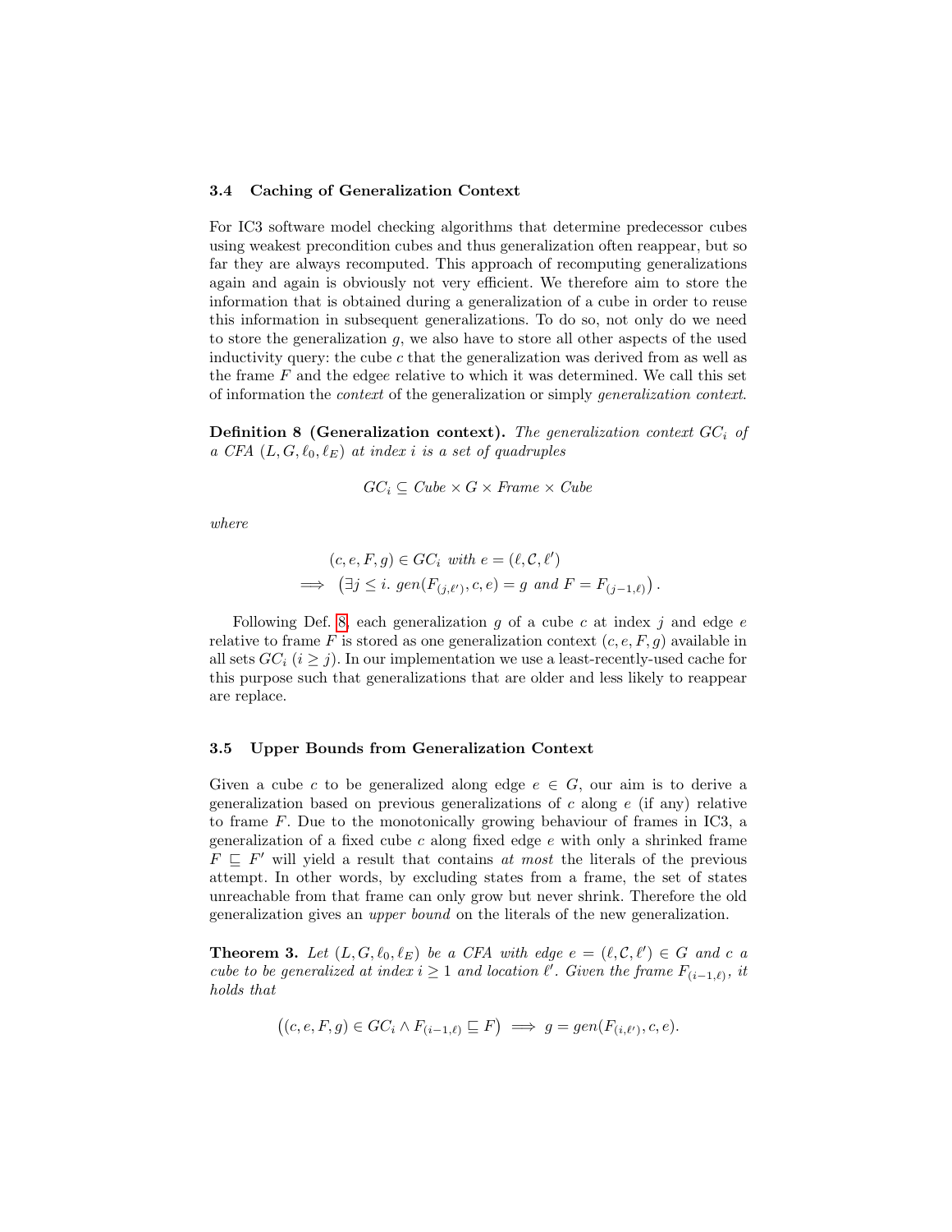### 3.4 Caching of Generalization Context

For IC3 software model checking algorithms that determine predecessor cubes using weakest precondition cubes and thus generalization often reappear, but so far they are always recomputed. This approach of recomputing generalizations again and again is obviously not very efficient. We therefore aim to store the information that is obtained during a generalization of a cube in order to reuse this information in subsequent generalizations. To do so, not only do we need to store the generalization $g$, we also have to store all other aspects of the used inductivity query: the cube $c$ that the generalization was derived from as well as the frame $F$ and the edge$e$ relative to which it was determined. We call this set of information the *context* of the generalization or simply *generalization context*.

**Definition 8 (Generalization context).** *The generalization context $GC_i$ of a CFA $(L, G, \ell_0, \ell_E)$ at index $i$ is a set of quadruples*

$$GC_i \subseteq \mathit{Cube} \times G \times \mathit{Frame} \times \mathit{Cube}$$

*where*

$$\begin{aligned} & (c, e, F, g) \in GC_i \text{ with } e = (\ell, \mathcal{C}, \ell') \\ \implies & \left(\exists j \leq i.\ gen(F_{(j,\ell')}, c, e) = g \text{ and } F = F_{(j-1,\ell)}\right). \end{aligned}$$

Following Def. 8, each generalization $g$ of a cube $c$ at index $j$ and edge $e$ relative to frame $F$ is stored as one generalization context $(c, e, F, g)$ available in all sets $GC_i$ $(i \geq j)$. In our implementation we use a least-recently-used cache for this purpose such that generalizations that are older and less likely to reappear are replace.

### 3.5 Upper Bounds from Generalization Context

Given a cube $c$ to be generalized along edge $e \in G$, our aim is to derive a generalization based on previous generalizations of $c$ along $e$ (if any) relative to frame $F$. Due to the monotonically growing behaviour of frames in IC3, a generalization of a fixed cube $c$ along fixed edge $e$ with only a shrinked frame $F \sqsubseteq F'$ will yield a result that contains *at most* the literals of the previous attempt. In other words, by excluding states from a frame, the set of states unreachable from that frame can only grow but never shrink. Therefore the old generalization gives an *upper bound* on the literals of the new generalization.

**Theorem 3.** *Let $(L, G, \ell_0, \ell_E)$ be a CFA with edge $e = (\ell, \mathcal{C}, \ell') \in G$ and $c$ a cube to be generalized at index $i \geq 1$ and location $\ell'$. Given the frame $F_{(i-1,\ell)}$, it holds that*

$$\left((c, e, F, g) \in GC_i \wedge F_{(i-1,\ell)} \sqsubseteq F\right) \implies g = gen(F_{(i,\ell')}, c, e).$$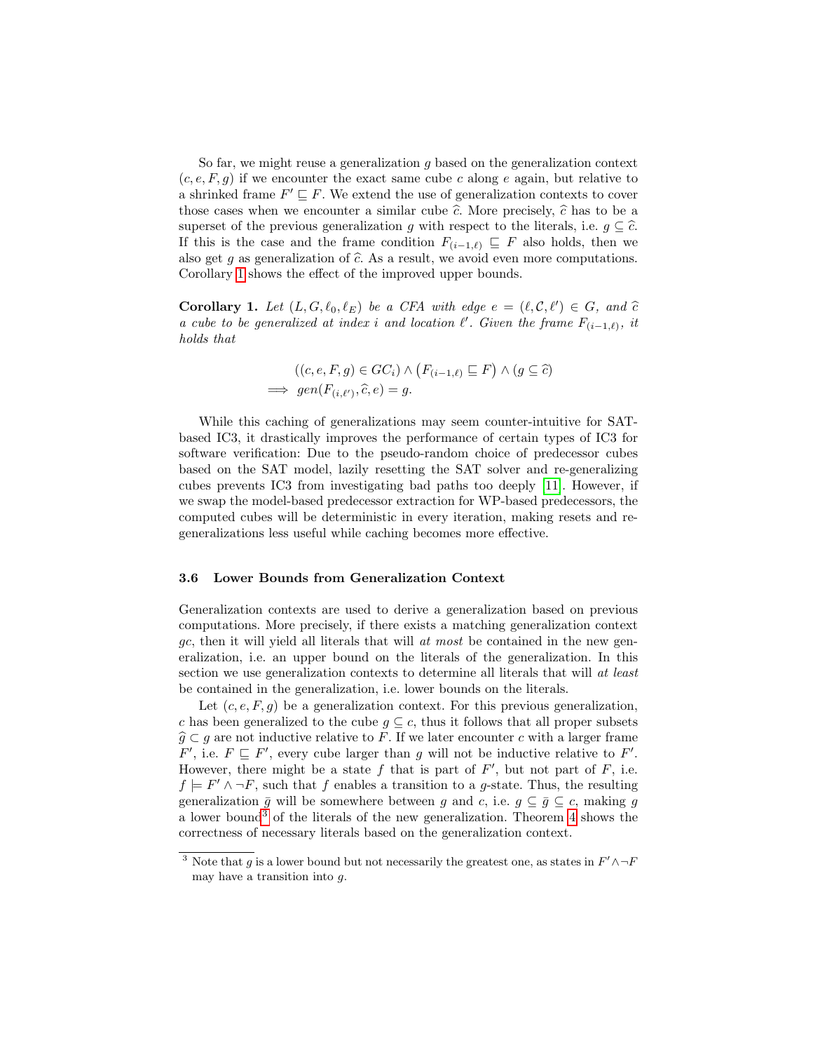So far, we might reuse a generalization $g$ based on the generalization context $(c, e, F, g)$ if we encounter the exact same cube $c$ along $e$ again, but relative to a shrinked frame $F' \sqsubseteq F$. We extend the use of generalization contexts to cover those cases when we encounter a similar cube $\widehat{c}$. More precisely, $\widehat{c}$ has to be a superset of the previous generalization $g$ with respect to the literals, i.e. $g \subseteq \widehat{c}$. If this is the case and the frame condition $F_{(i-1,\ell)} \sqsubseteq F$ also holds, then we also get $g$ as generalization of $\widehat{c}$. As a result, we avoid even more computations. Corollary 1 shows the effect of the improved upper bounds.

**Corollary 1.** *Let $(L, G, \ell_0, \ell_E)$ be a CFA with edge $e = (\ell, \mathcal{C}, \ell') \in G$, and $\widehat{c}$ a cube to be generalized at index $i$ and location $\ell'$. Given the frame $F_{(i-1,\ell)}$, it holds that*

$$
\begin{aligned}
&((c, e, F, g) \in GC_i) \wedge \left(F_{(i-1,\ell)} \sqsubseteq F\right) \wedge (g \subseteq \widehat{c}) \\
\implies\ & gen(F_{(i,\ell')}, \widehat{c}, e) = g.
\end{aligned}
$$

While this caching of generalizations may seem counter-intuitive for SAT-based IC3, it drastically improves the performance of certain types of IC3 for software verification: Due to the pseudo-random choice of predecessor cubes based on the SAT model, lazily resetting the SAT solver and re-generalizing cubes prevents IC3 from investigating bad paths too deeply [11]. However, if we swap the model-based predecessor extraction for WP-based predecessors, the computed cubes will be deterministic in every iteration, making resets and re-generalizations less useful while caching becomes more effective.

### 3.6 Lower Bounds from Generalization Context

Generalization contexts are used to derive a generalization based on previous computations. More precisely, if there exists a matching generalization context $gc$, then it will yield all literals that will *at most* be contained in the new generalization, i.e. an upper bound on the literals of the generalization. In this section we use generalization contexts to determine all literals that will *at least* be contained in the generalization, i.e. lower bounds on the literals.

Let $(c, e, F, g)$ be a generalization context. For this previous generalization, $c$ has been generalized to the cube $g \subseteq c$, thus it follows that all proper subsets $\widehat{g} \subset g$ are not inductive relative to $F$. If we later encounter $c$ with a larger frame $F'$, i.e. $F \sqsubseteq F'$, every cube larger than $g$ will not be inductive relative to $F'$. However, there might be a state $f$ that is part of $F'$, but not part of $F$, i.e. $f \models F' \wedge \neg F$, such that $f$ enables a transition to a $g$-state. Thus, the resulting generalization $\bar{g}$ will be somewhere between $g$ and $c$, i.e. $g \subseteq \bar{g} \subseteq c$, making $g$ a lower bound[3] of the literals of the new generalization. Theorem 4 shows the correctness of necessary literals based on the generalization context.

[3] Note that $g$ is a lower bound but not necessarily the greatest one, as states in $F' \wedge \neg F$ may have a transition into $g$.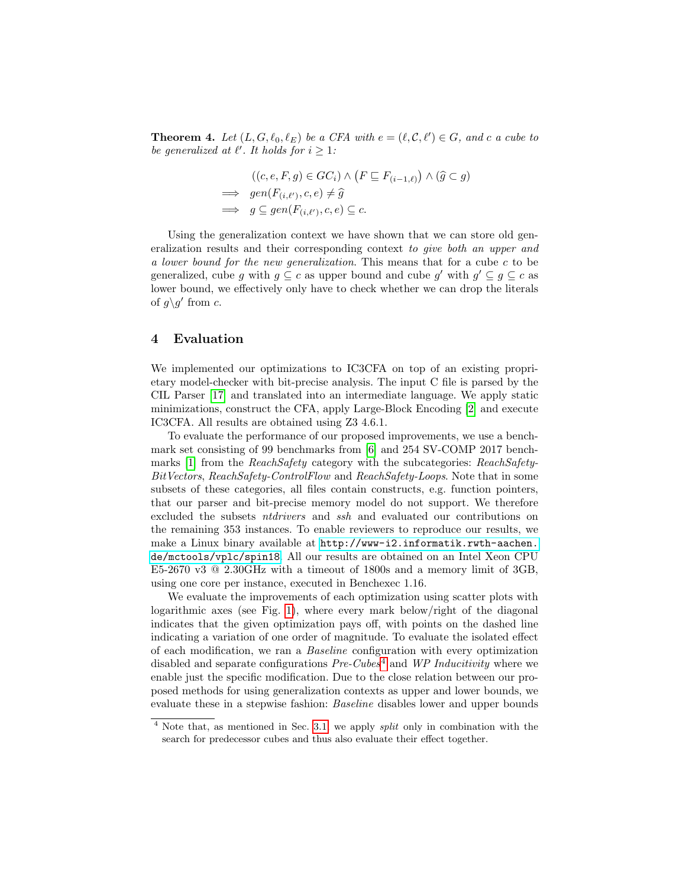**Theorem 4.** *Let $(L, G, \ell_0, \ell_E)$ be a CFA with $e = (\ell, \mathcal{C}, \ell') \in G$, and $c$ a cube to be generalized at $\ell'$. It holds for $i \geq 1$:*

$$
\begin{aligned}
&((c, e, F, g) \in GC_i) \wedge \left(F \sqsubseteq F_{(i-1,\ell)}\right) \wedge (\widehat{g} \subset g) \\
\implies\ & gen(F_{(i,\ell')}, c, e) \neq \widehat{g} \\
\implies\ & g \subseteq gen(F_{(i,\ell')}, c, e) \subseteq c.
\end{aligned}
$$

Using the generalization context we have shown that we can store old generalization results and their corresponding context *to give both an upper and a lower bound for the new generalization*. This means that for a cube $c$ to be generalized, cube $g$ with $g \subseteq c$ as upper bound and cube $g'$ with $g' \subseteq g \subseteq c$ as lower bound, we effectively only have to check whether we can drop the literals of $g \backslash g'$ from $c$.

## 4 Evaluation

We implemented our optimizations to IC3CFA on top of an existing proprietary model-checker with bit-precise analysis. The input C file is parsed by the CIL Parser [17] and translated into an intermediate language. We apply static minimizations, construct the CFA, apply Large-Block Encoding [2] and execute IC3CFA. All results are obtained using Z3 4.6.1.

To evaluate the performance of our proposed improvements, we use a benchmark set consisting of 99 benchmarks from [6] and 254 SV-COMP 2017 benchmarks [1] from the *ReachSafety* category with the subcategories: *ReachSafety-BitVectors*, *ReachSafety-ControlFlow* and *ReachSafety-Loops*. Note that in some subsets of these categories, all files contain constructs, e.g. function pointers, that our parser and bit-precise memory model do not support. We therefore excluded the subsets *ntdrivers* and *ssh* and evaluated our contributions on the remaining 353 instances. To enable reviewers to reproduce our results, we make a Linux binary available at http://www-i2.informatik.rwth-aachen.de/mctools/vplc/spin18. All our results are obtained on an Intel Xeon CPU E5-2670 v3 @ 2.30GHz with a timeout of 1800s and a memory limit of 3GB, using one core per instance, executed in Benchexec 1.16.

We evaluate the improvements of each optimization using scatter plots with logarithmic axes (see Fig. 1), where every mark below/right of the diagonal indicates that the given optimization pays off, with points on the dashed line indicating a variation of one order of magnitude. To evaluate the isolated effect of each modification, we ran a *Baseline* configuration with every optimization disabled and separate configurations *Pre-Cubes*[4] and *WP Inducitivity* where we enable just the specific modification. Due to the close relation between our proposed methods for using generalization contexts as upper and lower bounds, we evaluate these in a stepwise fashion: *Baseline* disables lower and upper bounds

[4] Note that, as mentioned in Sec. 3.1, we apply *split* only in combination with the search for predecessor cubes and thus also evaluate their effect together.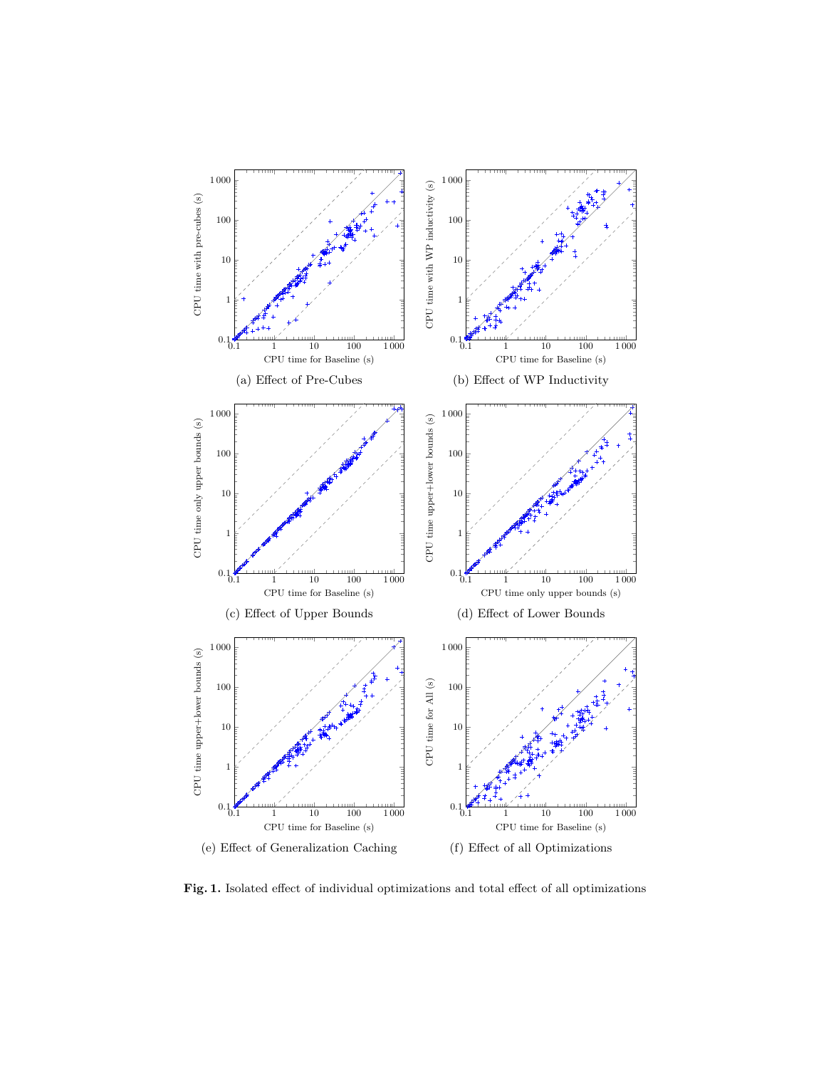(a) Effect of Pre-Cubes

(b) Effect of WP Inductivity

(c) Effect of Upper Bounds

(d) Effect of Lower Bounds

(e) Effect of Generalization Caching

(f) Effect of all Optimizations

**Fig. 1.** Isolated effect of individual optimizations and total effect of all optimizations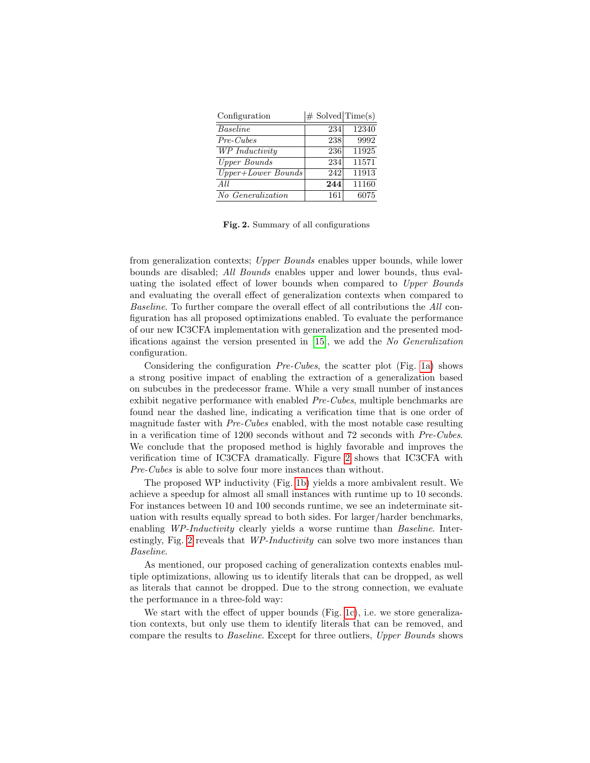| Configuration | # Solved | Time(s) |
|---|---|---|
| *Baseline* | 234 | 12340 |
| *Pre-Cubes* | 238 | 9992 |
| *WP Inductivity* | 236 | 11925 |
| *Upper Bounds* | 234 | 11571 |
| *Upper+Lower Bounds* | 242 | 11913 |
| *All* | **244** | 11160 |
| *No Generalization* | 161 | 6075 |

**Fig. 2.** Summary of all configurations

from generalization contexts; *Upper Bounds* enables upper bounds, while lower bounds are disabled; *All Bounds* enables upper and lower bounds, thus evaluating the isolated effect of lower bounds when compared to *Upper Bounds* and evaluating the overall effect of generalization contexts when compared to *Baseline*. To further compare the overall effect of all contributions the *All* configuration has all proposed optimizations enabled. To evaluate the performance of our new IC3CFA implementation with generalization and the presented modifications against the version presented in [15], we add the *No Generalization* configuration.

Considering the configuration *Pre-Cubes*, the scatter plot (Fig. 1a) shows a strong positive impact of enabling the extraction of a generalization based on subcubes in the predecessor frame. While a very small number of instances exhibit negative performance with enabled *Pre-Cubes*, multiple benchmarks are found near the dashed line, indicating a verification time that is one order of magnitude faster with *Pre-Cubes* enabled, with the most notable case resulting in a verification time of 1200 seconds without and 72 seconds with *Pre-Cubes*. We conclude that the proposed method is highly favorable and improves the verification time of IC3CFA dramatically. Figure 2 shows that IC3CFA with *Pre-Cubes* is able to solve four more instances than without.

The proposed WP inductivity (Fig. 1b) yields a more ambivalent result. We achieve a speedup for almost all small instances with runtime up to 10 seconds. For instances between 10 and 100 seconds runtime, we see an indeterminate situation with results equally spread to both sides. For larger/harder benchmarks, enabling *WP-Inductivity* clearly yields a worse runtime than *Baseline*. Interestingly, Fig. 2 reveals that *WP-Inductivity* can solve two more instances than *Baseline*.

As mentioned, our proposed caching of generalization contexts enables multiple optimizations, allowing us to identify literals that can be dropped, as well as literals that cannot be dropped. Due to the strong connection, we evaluate the performance in a three-fold way:

We start with the effect of upper bounds (Fig. 1c), i.e. we store generalization contexts, but only use them to identify literals that can be removed, and compare the results to *Baseline*. Except for three outliers, *Upper Bounds* shows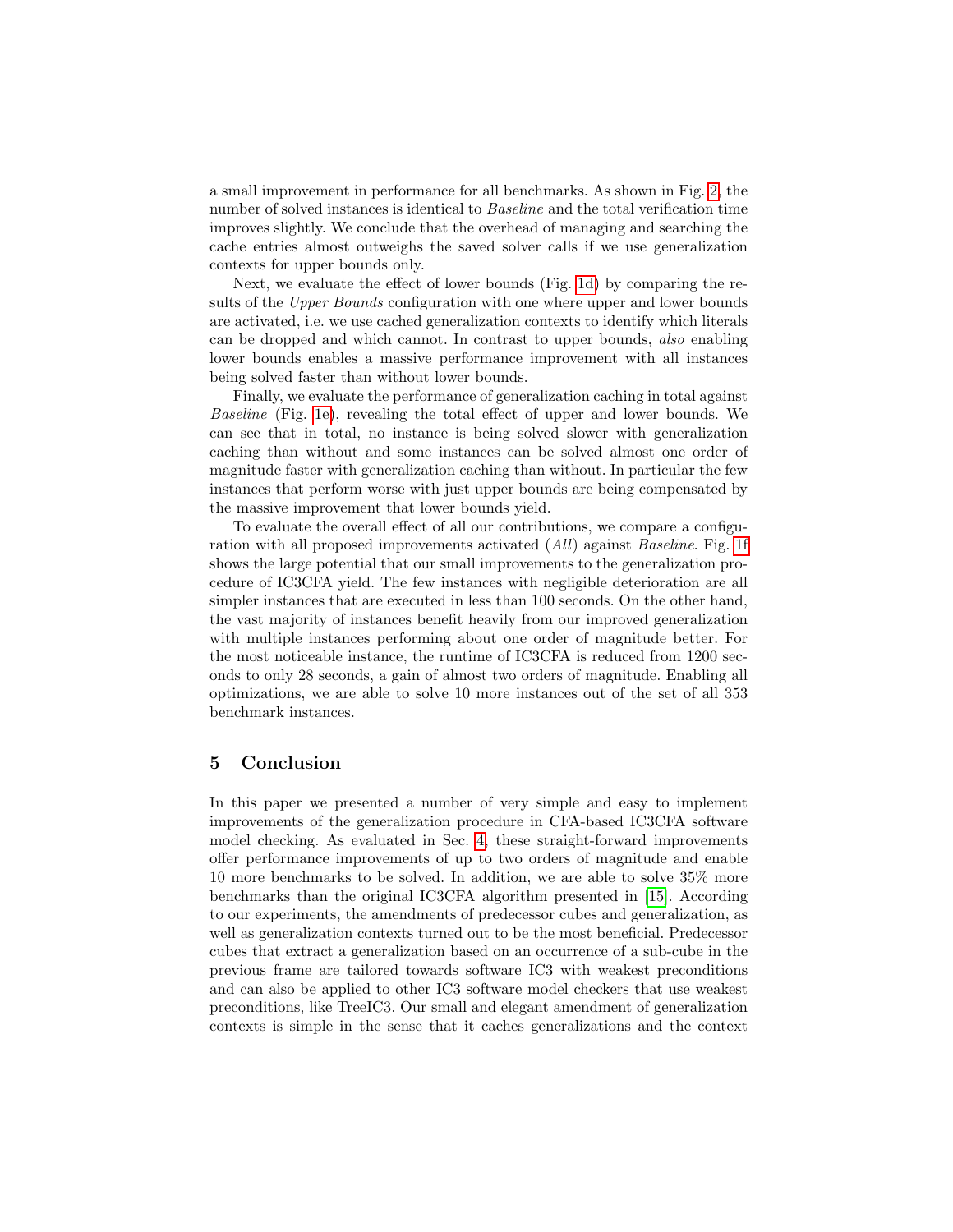a small improvement in performance for all benchmarks. As shown in Fig. 2, the number of solved instances is identical to *Baseline* and the total verification time improves slightly. We conclude that the overhead of managing and searching the cache entries almost outweighs the saved solver calls if we use generalization contexts for upper bounds only.

Next, we evaluate the effect of lower bounds (Fig. 1d) by comparing the results of the *Upper Bounds* configuration with one where upper and lower bounds are activated, i.e. we use cached generalization contexts to identify which literals can be dropped and which cannot. In contrast to upper bounds, *also* enabling lower bounds enables a massive performance improvement with all instances being solved faster than without lower bounds.

Finally, we evaluate the performance of generalization caching in total against *Baseline* (Fig. 1e), revealing the total effect of upper and lower bounds. We can see that in total, no instance is being solved slower with generalization caching than without and some instances can be solved almost one order of magnitude faster with generalization caching than without. In particular the few instances that perform worse with just upper bounds are being compensated by the massive improvement that lower bounds yield.

To evaluate the overall effect of all our contributions, we compare a configuration with all proposed improvements activated (*All*) against *Baseline*. Fig. 1f shows the large potential that our small improvements to the generalization procedure of IC3CFA yield. The few instances with negligible deterioration are all simpler instances that are executed in less than 100 seconds. On the other hand, the vast majority of instances benefit heavily from our improved generalization with multiple instances performing about one order of magnitude better. For the most noticeable instance, the runtime of IC3CFA is reduced from 1200 seconds to only 28 seconds, a gain of almost two orders of magnitude. Enabling all optimizations, we are able to solve 10 more instances out of the set of all 353 benchmark instances.

## 5 Conclusion

In this paper we presented a number of very simple and easy to implement improvements of the generalization procedure in CFA-based IC3CFA software model checking. As evaluated in Sec. 4, these straight-forward improvements offer performance improvements of up to two orders of magnitude and enable 10 more benchmarks to be solved. In addition, we are able to solve 35% more benchmarks than the original IC3CFA algorithm presented in [15]. According to our experiments, the amendments of predecessor cubes and generalization, as well as generalization contexts turned out to be the most beneficial. Predecessor cubes that extract a generalization based on an occurrence of a sub-cube in the previous frame are tailored towards software IC3 with weakest preconditions and can also be applied to other IC3 software model checkers that use weakest preconditions, like TreeIC3. Our small and elegant amendment of generalization contexts is simple in the sense that it caches generalizations and the context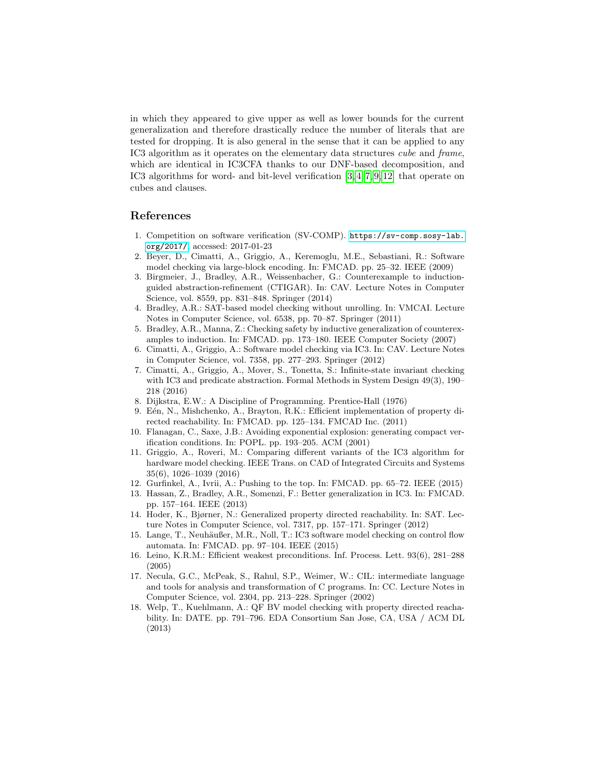in which they appeared to give upper as well as lower bounds for the current generalization and therefore drastically reduce the number of literals that are tested for dropping. It is also general in the sense that it can be applied to any IC3 algorithm as it operates on the elementary data structures *cube* and *frame*, which are identical in IC3CFA thanks to our DNF-based decomposition, and IC3 algorithms for word- and bit-level verification [3,4,7,9,12] that operate on cubes and clauses.

## References

1. Competition on software verification (SV-COMP). https://sv-comp.sosy-lab.org/2017/, accessed: 2017-01-23
2. Beyer, D., Cimatti, A., Griggio, A., Keremoglu, M.E., Sebastiani, R.: Software model checking via large-block encoding. In: FMCAD. pp. 25–32. IEEE (2009)
3. Birgmeier, J., Bradley, A.R., Weissenbacher, G.: Counterexample to induction-guided abstraction-refinement (CTIGAR). In: CAV. Lecture Notes in Computer Science, vol. 8559, pp. 831–848. Springer (2014)
4. Bradley, A.R.: SAT-based model checking without unrolling. In: VMCAI. Lecture Notes in Computer Science, vol. 6538, pp. 70–87. Springer (2011)
5. Bradley, A.R., Manna, Z.: Checking safety by inductive generalization of counterexamples to induction. In: FMCAD. pp. 173–180. IEEE Computer Society (2007)
6. Cimatti, A., Griggio, A.: Software model checking via IC3. In: CAV. Lecture Notes in Computer Science, vol. 7358, pp. 277–293. Springer (2012)
7. Cimatti, A., Griggio, A., Mover, S., Tonetta, S.: Infinite-state invariant checking with IC3 and predicate abstraction. Formal Methods in System Design 49(3), 190–218 (2016)
8. Dijkstra, E.W.: A Discipline of Programming. Prentice-Hall (1976)
9. Eén, N., Mishchenko, A., Brayton, R.K.: Efficient implementation of property directed reachability. In: FMCAD. pp. 125–134. FMCAD Inc. (2011)
10. Flanagan, C., Saxe, J.B.: Avoiding exponential explosion: generating compact verification conditions. In: POPL. pp. 193–205. ACM (2001)
11. Griggio, A., Roveri, M.: Comparing different variants of the IC3 algorithm for hardware model checking. IEEE Trans. on CAD of Integrated Circuits and Systems 35(6), 1026–1039 (2016)
12. Gurfinkel, A., Ivrii, A.: Pushing to the top. In: FMCAD. pp. 65–72. IEEE (2015)
13. Hassan, Z., Bradley, A.R., Somenzi, F.: Better generalization in IC3. In: FMCAD. pp. 157–164. IEEE (2013)
14. Hoder, K., Bjørner, N.: Generalized property directed reachability. In: SAT. Lecture Notes in Computer Science, vol. 7317, pp. 157–171. Springer (2012)
15. Lange, T., Neuhäußer, M.R., Noll, T.: IC3 software model checking on control flow automata. In: FMCAD. pp. 97–104. IEEE (2015)
16. Leino, K.R.M.: Efficient weakest preconditions. Inf. Process. Lett. 93(6), 281–288 (2005)
17. Necula, G.C., McPeak, S., Rahul, S.P., Weimer, W.: CIL: intermediate language and tools for analysis and transformation of C programs. In: CC. Lecture Notes in Computer Science, vol. 2304, pp. 213–228. Springer (2002)
18. Welp, T., Kuehlmann, A.: QF BV model checking with property directed reachability. In: DATE. pp. 791–796. EDA Consortium San Jose, CA, USA / ACM DL (2013)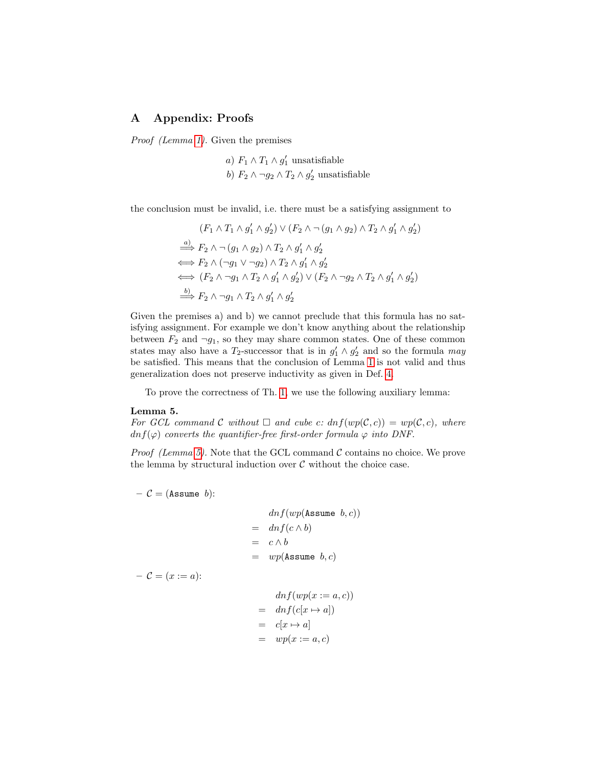## A Appendix: Proofs

*Proof (Lemma 1).* Given the premises

$$
\begin{aligned}
&a)\ F_1 \wedge T_1 \wedge g_1' \text{ unsatisfiable} \\
&b)\ F_2 \wedge \neg g_2 \wedge T_2 \wedge g_2' \text{ unsatisfiable}
\end{aligned}
$$

the conclusion must be invalid, i.e. there must be a satisfying assignment to

$$
\begin{aligned}
&(F_1 \wedge T_1 \wedge g_1' \wedge g_2') \vee (F_2 \wedge \neg(g_1 \wedge g_2) \wedge T_2 \wedge g_1' \wedge g_2') \\
\overset{a)}{\Longrightarrow}\ & F_2 \wedge \neg(g_1 \wedge g_2) \wedge T_2 \wedge g_1' \wedge g_2' \\
\Longleftrightarrow\ & F_2 \wedge (\neg g_1 \vee \neg g_2) \wedge T_2 \wedge g_1' \wedge g_2' \\
\Longleftrightarrow\ & (F_2 \wedge \neg g_1 \wedge T_2 \wedge g_1' \wedge g_2') \vee (F_2 \wedge \neg g_2 \wedge T_2 \wedge g_1' \wedge g_2') \\
\overset{b)}{\Longrightarrow}\ & F_2 \wedge \neg g_1 \wedge T_2 \wedge g_1' \wedge g_2'
\end{aligned}
$$

Given the premises a) and b) we cannot preclude that this formula has no satisfying assignment. For example we don't know anything about the relationship between $F_2$ and $\neg g_1$, so they may share common states. One of these common states may also have a $T_2$-successor that is in $g_1' \wedge g_2'$ and so the formula *may* be satisfied. This means that the conclusion of Lemma 1 is not valid and thus generalization does not preserve inductivity as given in Def. 4.

To prove the correctness of Th. 1, we use the following auxiliary lemma:

**Lemma 5.**
*For GCL command $\mathcal{C}$ without $\Box$ and cube $c$: $dnf(wp(\mathcal{C}, c)) = wp(\mathcal{C}, c)$, where $dnf(\varphi)$ converts the quantifier-free first-order formula $\varphi$ into DNF.*

*Proof (Lemma 5).* Note that the GCL command $\mathcal{C}$ contains no choice. We prove the lemma by structural induction over $\mathcal{C}$ without the choice case.

– $\mathcal{C} = (\texttt{Assume}\ b)$:

$$
\begin{aligned}
& dnf(wp(\texttt{Assume}\ b, c)) \\
=\ & dnf(c \wedge b) \\
=\ & c \wedge b \\
=\ & wp(\texttt{Assume}\ b, c)
\end{aligned}
$$

– $\mathcal{C} = (x := a)$:

$$
\begin{aligned}
& dnf(wp(x := a, c)) \\
=\ & dnf(c[x \mapsto a]) \\
=\ & c[x \mapsto a] \\
=\ & wp(x := a, c)
\end{aligned}
$$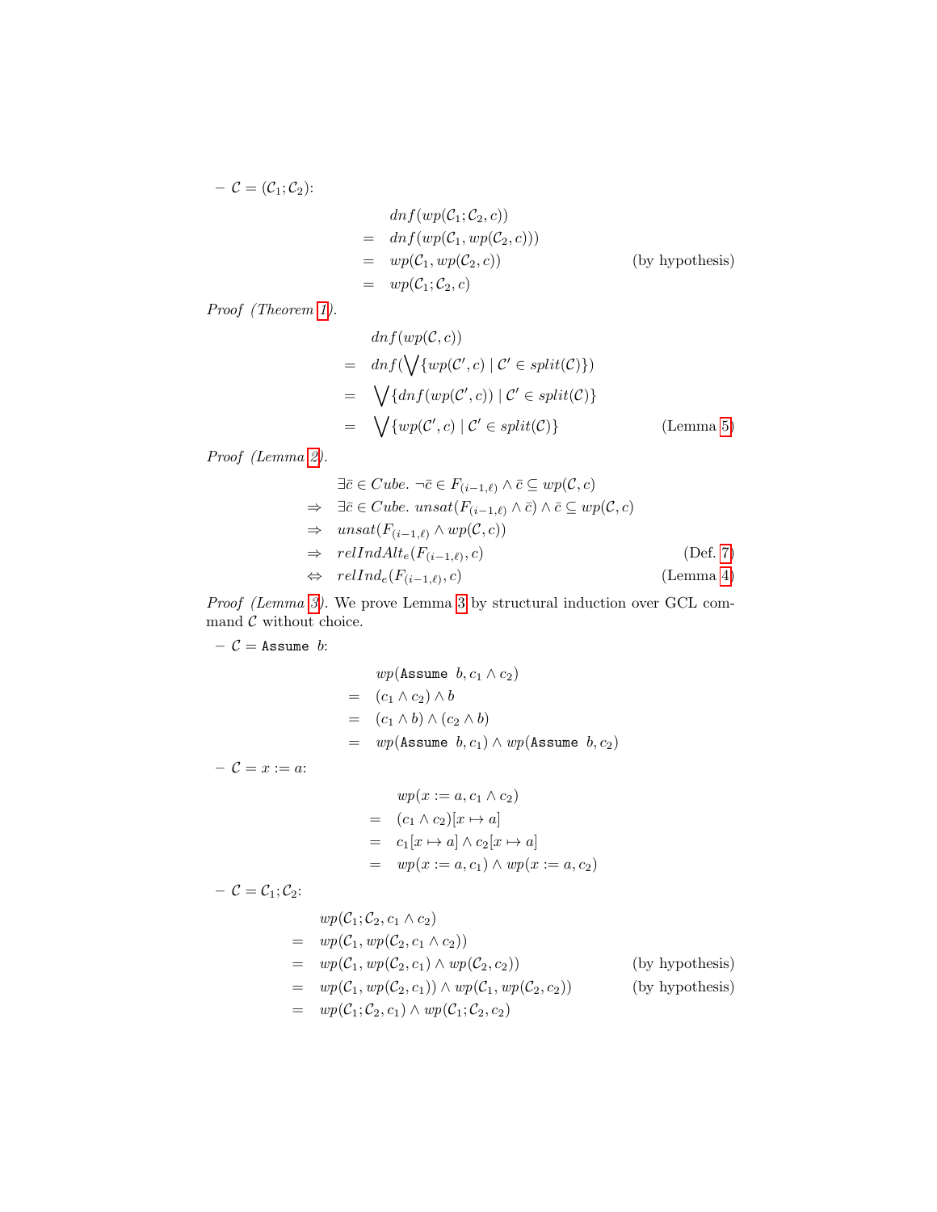– $\mathcal{C} = (\mathcal{C}_1; \mathcal{C}_2)$:

$$
\begin{aligned}
& dnf(wp(\mathcal{C}_1;\mathcal{C}_2, c)) \\
= \;& dnf(wp(\mathcal{C}_1, wp(\mathcal{C}_2, c))) \\
= \;& wp(\mathcal{C}_1, wp(\mathcal{C}_2, c)) && \text{(by hypothesis)} \\
= \;& wp(\mathcal{C}_1;\mathcal{C}_2, c)
\end{aligned}
$$

*Proof (Theorem 1).*

$$
\begin{aligned}
& dnf(wp(\mathcal{C}, c)) \\
= \;& dnf(\bigvee\{wp(\mathcal{C}', c) \mid \mathcal{C}' \in split(\mathcal{C})\}) \\
= \;& \bigvee\{dnf(wp(\mathcal{C}', c)) \mid \mathcal{C}' \in split(\mathcal{C})\} \\
= \;& \bigvee\{wp(\mathcal{C}', c) \mid \mathcal{C}' \in split(\mathcal{C})\} && \text{(Lemma 5)}
\end{aligned}
$$

*Proof (Lemma 2).*

$$
\begin{aligned}
& \exists \bar{c} \in Cube.\ \neg\bar{c} \in F_{(i-1,\ell)} \wedge \bar{c} \subseteq wp(\mathcal{C}, c) \\
\Rightarrow \;& \exists \bar{c} \in Cube.\ unsat(F_{(i-1,\ell)} \wedge \bar{c}) \wedge \bar{c} \subseteq wp(\mathcal{C}, c) \\
\Rightarrow \;& unsat(F_{(i-1,\ell)} \wedge wp(\mathcal{C}, c)) \\
\Rightarrow \;& relIndAlt_e(F_{(i-1,\ell)}, c) && \text{(Def. 7)} \\
\Leftrightarrow \;& relInd_e(F_{(i-1,\ell)}, c) && \text{(Lemma 4)}
\end{aligned}
$$

*Proof (Lemma 3).* We prove Lemma 3 by structural induction over GCL command $\mathcal{C}$ without choice.

– $\mathcal{C} = \texttt{Assume}\ b$:

$$
\begin{aligned}
& wp(\texttt{Assume}\ b, c_1 \wedge c_2) \\
= \;& (c_1 \wedge c_2) \wedge b \\
= \;& (c_1 \wedge b) \wedge (c_2 \wedge b) \\
= \;& wp(\texttt{Assume}\ b, c_1) \wedge wp(\texttt{Assume}\ b, c_2)
\end{aligned}
$$

– $\mathcal{C} = x := a$:

$$
\begin{aligned}
& wp(x := a, c_1 \wedge c_2) \\
= \;& (c_1 \wedge c_2)[x \mapsto a] \\
= \;& c_1[x \mapsto a] \wedge c_2[x \mapsto a] \\
= \;& wp(x := a, c_1) \wedge wp(x := a, c_2)
\end{aligned}
$$

– $\mathcal{C} = \mathcal{C}_1; \mathcal{C}_2$:

$$
\begin{aligned}
& wp(\mathcal{C}_1;\mathcal{C}_2, c_1 \wedge c_2) \\
= \;& wp(\mathcal{C}_1, wp(\mathcal{C}_2, c_1 \wedge c_2)) \\
= \;& wp(\mathcal{C}_1, wp(\mathcal{C}_2, c_1) \wedge wp(\mathcal{C}_2, c_2)) && \text{(by hypothesis)} \\
= \;& wp(\mathcal{C}_1, wp(\mathcal{C}_2, c_1)) \wedge wp(\mathcal{C}_1, wp(\mathcal{C}_2, c_2)) && \text{(by hypothesis)} \\
= \;& wp(\mathcal{C}_1;\mathcal{C}_2, c_1) \wedge wp(\mathcal{C}_1;\mathcal{C}_2, c_2)
\end{aligned}
$$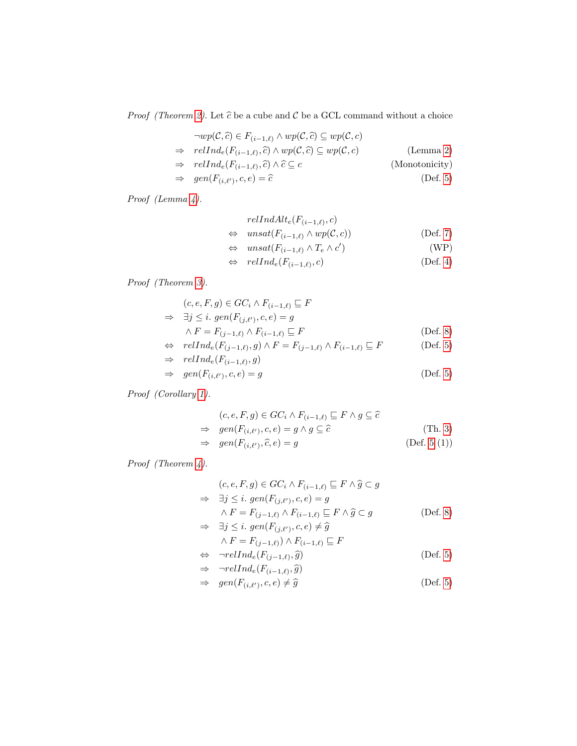*Proof (Theorem 2).* Let $\widehat{c}$ be a cube and $\mathcal{C}$ be a GCL command without a choice

$$
\begin{array}{lll}
 & \neg wp(\mathcal{C},\widehat{c}) \in F_{(i-1,\ell)} \wedge wp(\mathcal{C},\widehat{c}) \subseteq wp(\mathcal{C},c) & \\
\Rightarrow & relInd_e(F_{(i-1,\ell)},\widehat{c}) \wedge wp(\mathcal{C},\widehat{c}) \subseteq wp(\mathcal{C},c) & \text{(Lemma 2)} \\
\Rightarrow & relInd_e(F_{(i-1,\ell)},\widehat{c}) \wedge \widehat{c} \subseteq c & \text{(Monotonicity)} \\
\Rightarrow & gen(F_{(i,\ell')},c,e) = \widehat{c} & \text{(Def. 5)}
\end{array}
$$

*Proof (Lemma 4).*

$$
\begin{array}{lll}
 & relIndAlt_e(F_{(i-1,\ell)},c) & \\
\Leftrightarrow & unsat(F_{(i-1,\ell)} \wedge wp(\mathcal{C},c)) & \text{(Def. 7)} \\
\Leftrightarrow & unsat(F_{(i-1,\ell)} \wedge T_e \wedge c') & \text{(WP)} \\
\Leftrightarrow & relInd_e(F_{(i-1,\ell)},c) & \text{(Def. 4)}
\end{array}
$$

*Proof (Theorem 3).*

$$
\begin{array}{lll}
 & (c,e,F,g) \in GC_i \wedge F_{(i-1,\ell)} \sqsubseteq F & \\
\Rightarrow & \exists j \leq i.\ gen(F_{(j,\ell')},c,e) = g & \\
 & \wedge F = F_{(j-1,\ell)} \wedge F_{(i-1,\ell)} \sqsubseteq F & \text{(Def. 8)} \\
\Leftrightarrow & relInd_e(F_{(j-1,\ell)},g) \wedge F = F_{(j-1,\ell)} \wedge F_{(i-1,\ell)} \sqsubseteq F & \text{(Def. 5)} \\
\Rightarrow & relInd_e(F_{(i-1,\ell)},g) & \\
\Rightarrow & gen(F_{(i,\ell')},c,e) = g & \text{(Def. 5)}
\end{array}
$$

*Proof (Corollary 1).*

$$
\begin{array}{lll}
 & (c,e,F,g) \in GC_i \wedge F_{(i-1,\ell)} \sqsubseteq F \wedge g \subseteq \widehat{c} & \\
\Rightarrow & gen(F_{(i,\ell')},c,e) = g \wedge g \subseteq \widehat{c} & \text{(Th. 3)} \\
\Rightarrow & gen(F_{(i,\ell')},\widehat{c},e) = g & \text{(Def. 5 (1))}
\end{array}
$$

*Proof (Theorem 4).*

$$
\begin{array}{lll}
 & (c,e,F,g) \in GC_i \wedge F_{(i-1,\ell)} \sqsubseteq F \wedge \widehat{g} \subset g & \\
\Rightarrow & \exists j \leq i.\ gen(F_{(j,\ell')},c,e) = g & \\
 & \wedge F = F_{(j-1,\ell)} \wedge F_{(i-1,\ell)} \sqsubseteq F \wedge \widehat{g} \subset g & \text{(Def. 8)} \\
\Rightarrow & \exists j \leq i.\ gen(F_{(j,\ell')},c,e) \neq \widehat{g} & \\
 & \wedge F = F_{(j-1,\ell)}) \wedge F_{(i-1,\ell)} \sqsubseteq F & \\
\Leftrightarrow & \neg relInd_e(F_{(j-1,\ell)},\widehat{g}) & \text{(Def. 5)} \\
\Rightarrow & \neg relInd_e(F_{(i-1,\ell)},\widehat{g}) & \\
\Rightarrow & gen(F_{(i,\ell')},c,e) \neq \widehat{g} & \text{(Def. 5)}
\end{array}
$$